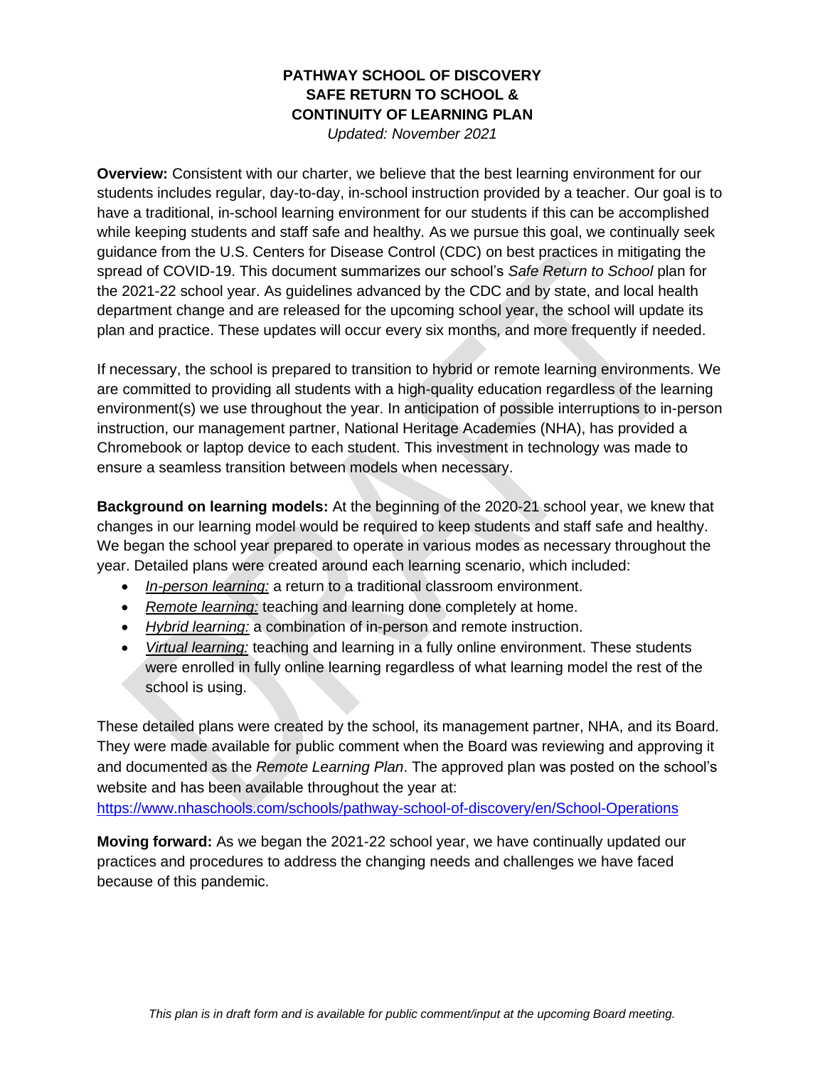# PATHWAY SCHOOL OF DISCOVERY
# SAFE RETURN TO SCHOOL &
# CONTINUITY OF LEARNING PLAN

*Updated: November 2021*

**Overview:** Consistent with our charter, we believe that the best learning environment for our students includes regular, day-to-day, in-school instruction provided by a teacher. Our goal is to have a traditional, in-school learning environment for our students if this can be accomplished while keeping students and staff safe and healthy. As we pursue this goal, we continually seek guidance from the U.S. Centers for Disease Control (CDC) on best practices in mitigating the spread of COVID-19. This document summarizes our school's *Safe Return to School* plan for the 2021-22 school year. As guidelines advanced by the CDC and by state, and local health department change and are released for the upcoming school year, the school will update its plan and practice. These updates will occur every six months, and more frequently if needed.

If necessary, the school is prepared to transition to hybrid or remote learning environments. We are committed to providing all students with a high-quality education regardless of the learning environment(s) we use throughout the year. In anticipation of possible interruptions to in-person instruction, our management partner, National Heritage Academies (NHA), has provided a Chromebook or laptop device to each student. This investment in technology was made to ensure a seamless transition between models when necessary.

**Background on learning models:** At the beginning of the 2020-21 school year, we knew that changes in our learning model would be required to keep students and staff safe and healthy. We began the school year prepared to operate in various modes as necessary throughout the year. Detailed plans were created around each learning scenario, which included:

- *In-person learning:* a return to a traditional classroom environment.
- *Remote learning:* teaching and learning done completely at home.
- *Hybrid learning:* a combination of in-person and remote instruction.
- *Virtual learning:* teaching and learning in a fully online environment. These students were enrolled in fully online learning regardless of what learning model the rest of the school is using.

These detailed plans were created by the school, its management partner, NHA, and its Board. They were made available for public comment when the Board was reviewing and approving it and documented as the *Remote Learning Plan*. The approved plan was posted on the school's website and has been available throughout the year at:
https://www.nhaschools.com/schools/pathway-school-of-discovery/en/School-Operations

**Moving forward:** As we began the 2021-22 school year, we have continually updated our practices and procedures to address the changing needs and challenges we have faced because of this pandemic.

*This plan is in draft form and is available for public comment/input at the upcoming Board meeting.*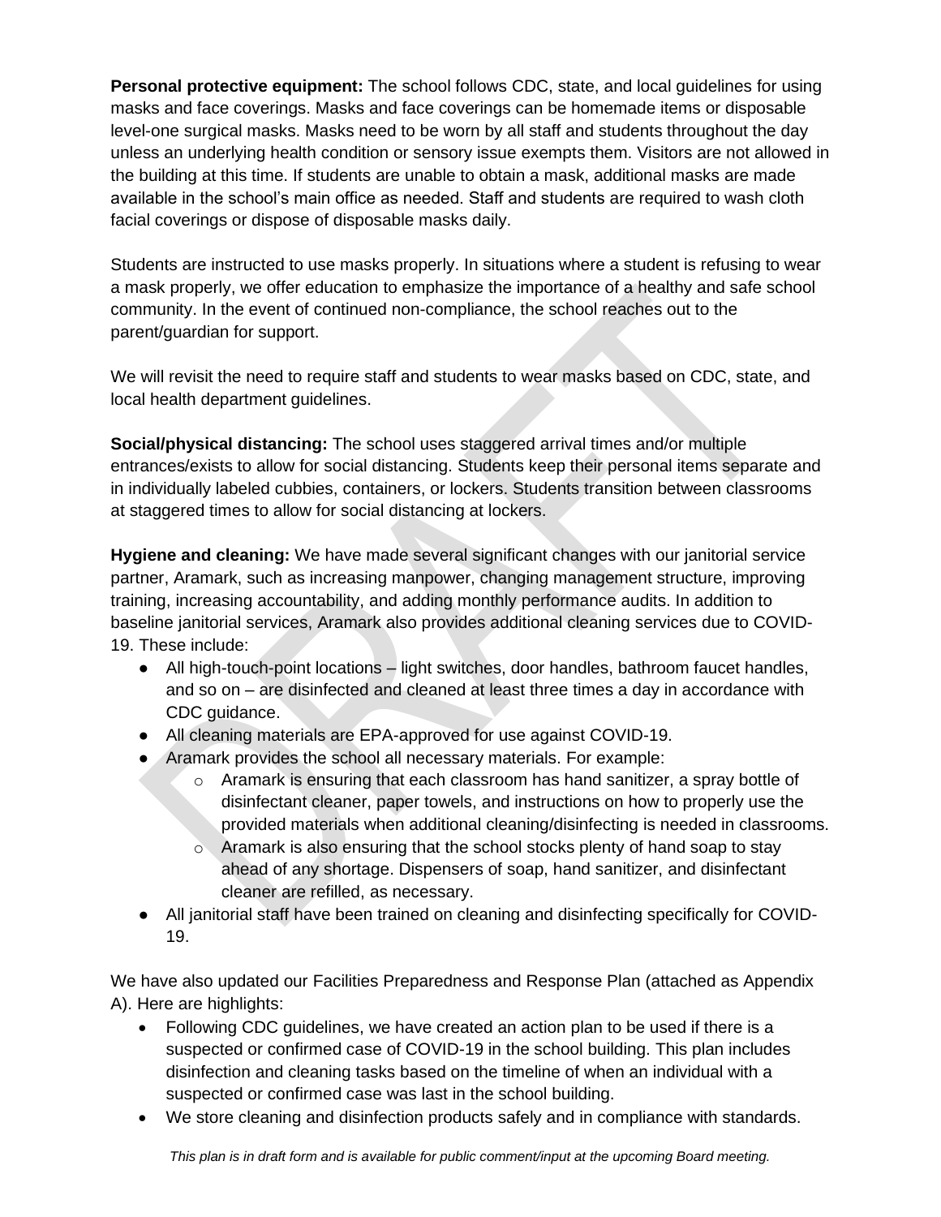**Personal protective equipment:** The school follows CDC, state, and local guidelines for using masks and face coverings. Masks and face coverings can be homemade items or disposable level-one surgical masks. Masks need to be worn by all staff and students throughout the day unless an underlying health condition or sensory issue exempts them. Visitors are not allowed in the building at this time. If students are unable to obtain a mask, additional masks are made available in the school's main office as needed. Staff and students are required to wash cloth facial coverings or dispose of disposable masks daily.

Students are instructed to use masks properly. In situations where a student is refusing to wear a mask properly, we offer education to emphasize the importance of a healthy and safe school community. In the event of continued non-compliance, the school reaches out to the parent/guardian for support.

We will revisit the need to require staff and students to wear masks based on CDC, state, and local health department guidelines.

**Social/physical distancing:** The school uses staggered arrival times and/or multiple entrances/exists to allow for social distancing. Students keep their personal items separate and in individually labeled cubbies, containers, or lockers. Students transition between classrooms at staggered times to allow for social distancing at lockers.

**Hygiene and cleaning:** We have made several significant changes with our janitorial service partner, Aramark, such as increasing manpower, changing management structure, improving training, increasing accountability, and adding monthly performance audits. In addition to baseline janitorial services, Aramark also provides additional cleaning services due to COVID-19. These include:

- All high-touch-point locations – light switches, door handles, bathroom faucet handles, and so on – are disinfected and cleaned at least three times a day in accordance with CDC guidance.
- All cleaning materials are EPA-approved for use against COVID-19.
- Aramark provides the school all necessary materials. For example:
  - Aramark is ensuring that each classroom has hand sanitizer, a spray bottle of disinfectant cleaner, paper towels, and instructions on how to properly use the provided materials when additional cleaning/disinfecting is needed in classrooms.
  - Aramark is also ensuring that the school stocks plenty of hand soap to stay ahead of any shortage. Dispensers of soap, hand sanitizer, and disinfectant cleaner are refilled, as necessary.
- All janitorial staff have been trained on cleaning and disinfecting specifically for COVID-19.

We have also updated our Facilities Preparedness and Response Plan (attached as Appendix A). Here are highlights:

- Following CDC guidelines, we have created an action plan to be used if there is a suspected or confirmed case of COVID-19 in the school building. This plan includes disinfection and cleaning tasks based on the timeline of when an individual with a suspected or confirmed case was last in the school building.
- We store cleaning and disinfection products safely and in compliance with standards.

*This plan is in draft form and is available for public comment/input at the upcoming Board meeting.*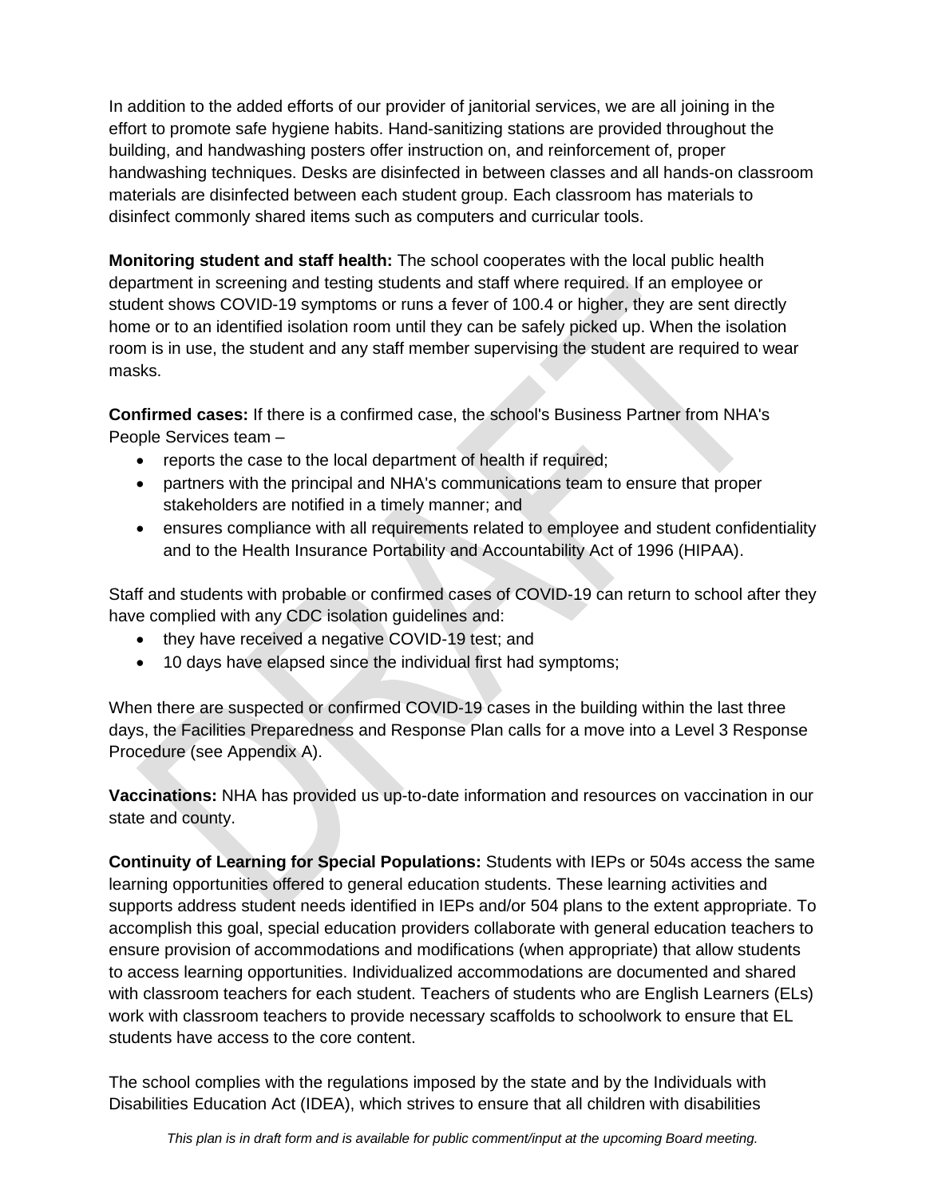In addition to the added efforts of our provider of janitorial services, we are all joining in the effort to promote safe hygiene habits. Hand-sanitizing stations are provided throughout the building, and handwashing posters offer instruction on, and reinforcement of, proper handwashing techniques. Desks are disinfected in between classes and all hands-on classroom materials are disinfected between each student group. Each classroom has materials to disinfect commonly shared items such as computers and curricular tools.

**Monitoring student and staff health:** The school cooperates with the local public health department in screening and testing students and staff where required. If an employee or student shows COVID-19 symptoms or runs a fever of 100.4 or higher, they are sent directly home or to an identified isolation room until they can be safely picked up. When the isolation room is in use, the student and any staff member supervising the student are required to wear masks.

**Confirmed cases:** If there is a confirmed case, the school's Business Partner from NHA's People Services team –

- reports the case to the local department of health if required;
- partners with the principal and NHA's communications team to ensure that proper stakeholders are notified in a timely manner; and
- ensures compliance with all requirements related to employee and student confidentiality and to the Health Insurance Portability and Accountability Act of 1996 (HIPAA).

Staff and students with probable or confirmed cases of COVID-19 can return to school after they have complied with any CDC isolation guidelines and:

- they have received a negative COVID-19 test; and
- 10 days have elapsed since the individual first had symptoms;

When there are suspected or confirmed COVID-19 cases in the building within the last three days, the Facilities Preparedness and Response Plan calls for a move into a Level 3 Response Procedure (see Appendix A).

**Vaccinations:** NHA has provided us up-to-date information and resources on vaccination in our state and county.

**Continuity of Learning for Special Populations:** Students with IEPs or 504s access the same learning opportunities offered to general education students. These learning activities and supports address student needs identified in IEPs and/or 504 plans to the extent appropriate. To accomplish this goal, special education providers collaborate with general education teachers to ensure provision of accommodations and modifications (when appropriate) that allow students to access learning opportunities. Individualized accommodations are documented and shared with classroom teachers for each student. Teachers of students who are English Learners (ELs) work with classroom teachers to provide necessary scaffolds to schoolwork to ensure that EL students have access to the core content.

The school complies with the regulations imposed by the state and by the Individuals with Disabilities Education Act (IDEA), which strives to ensure that all children with disabilities

*This plan is in draft form and is available for public comment/input at the upcoming Board meeting.*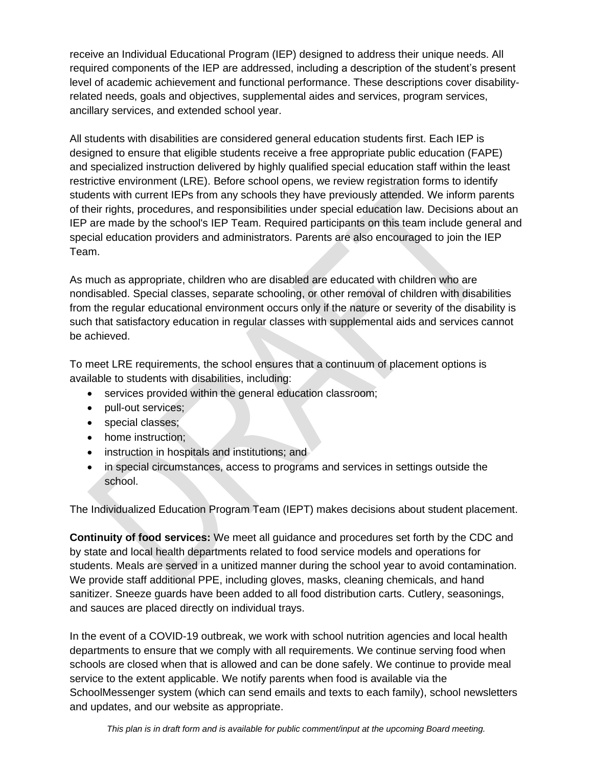receive an Individual Educational Program (IEP) designed to address their unique needs. All required components of the IEP are addressed, including a description of the student's present level of academic achievement and functional performance. These descriptions cover disability-related needs, goals and objectives, supplemental aides and services, program services, ancillary services, and extended school year.

All students with disabilities are considered general education students first. Each IEP is designed to ensure that eligible students receive a free appropriate public education (FAPE) and specialized instruction delivered by highly qualified special education staff within the least restrictive environment (LRE). Before school opens, we review registration forms to identify students with current IEPs from any schools they have previously attended. We inform parents of their rights, procedures, and responsibilities under special education law. Decisions about an IEP are made by the school's IEP Team. Required participants on this team include general and special education providers and administrators. Parents are also encouraged to join the IEP Team.

As much as appropriate, children who are disabled are educated with children who are nondisabled. Special classes, separate schooling, or other removal of children with disabilities from the regular educational environment occurs only if the nature or severity of the disability is such that satisfactory education in regular classes with supplemental aids and services cannot be achieved.

To meet LRE requirements, the school ensures that a continuum of placement options is available to students with disabilities, including:

- services provided within the general education classroom;
- pull-out services;
- special classes;
- home instruction;
- instruction in hospitals and institutions; and
- in special circumstances, access to programs and services in settings outside the school.

The Individualized Education Program Team (IEPT) makes decisions about student placement.

**Continuity of food services:** We meet all guidance and procedures set forth by the CDC and by state and local health departments related to food service models and operations for students. Meals are served in a unitized manner during the school year to avoid contamination. We provide staff additional PPE, including gloves, masks, cleaning chemicals, and hand sanitizer. Sneeze guards have been added to all food distribution carts. Cutlery, seasonings, and sauces are placed directly on individual trays.

In the event of a COVID-19 outbreak, we work with school nutrition agencies and local health departments to ensure that we comply with all requirements. We continue serving food when schools are closed when that is allowed and can be done safely. We continue to provide meal service to the extent applicable. We notify parents when food is available via the SchoolMessenger system (which can send emails and texts to each family), school newsletters and updates, and our website as appropriate.

*This plan is in draft form and is available for public comment/input at the upcoming Board meeting.*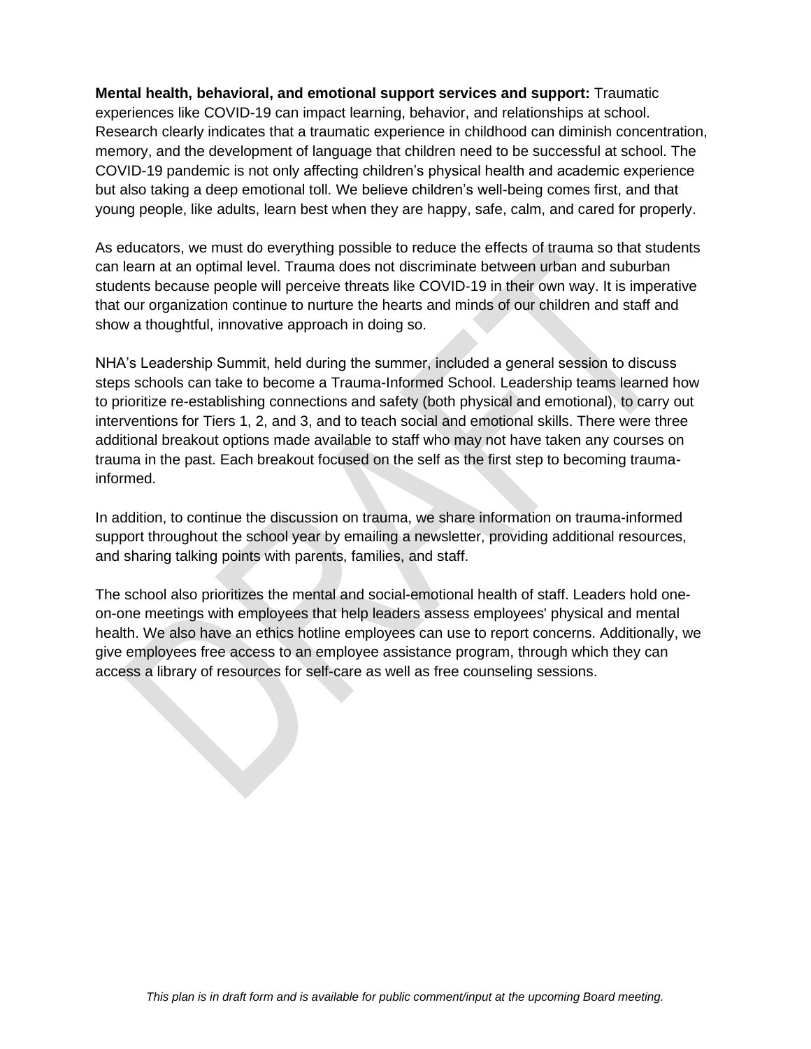**Mental health, behavioral, and emotional support services and support:** Traumatic experiences like COVID-19 can impact learning, behavior, and relationships at school. Research clearly indicates that a traumatic experience in childhood can diminish concentration, memory, and the development of language that children need to be successful at school. The COVID-19 pandemic is not only affecting children's physical health and academic experience but also taking a deep emotional toll. We believe children's well-being comes first, and that young people, like adults, learn best when they are happy, safe, calm, and cared for properly.

As educators, we must do everything possible to reduce the effects of trauma so that students can learn at an optimal level. Trauma does not discriminate between urban and suburban students because people will perceive threats like COVID-19 in their own way. It is imperative that our organization continue to nurture the hearts and minds of our children and staff and show a thoughtful, innovative approach in doing so.

NHA's Leadership Summit, held during the summer, included a general session to discuss steps schools can take to become a Trauma-Informed School. Leadership teams learned how to prioritize re-establishing connections and safety (both physical and emotional), to carry out interventions for Tiers 1, 2, and 3, and to teach social and emotional skills. There were three additional breakout options made available to staff who may not have taken any courses on trauma in the past. Each breakout focused on the self as the first step to becoming trauma-informed.

In addition, to continue the discussion on trauma, we share information on trauma-informed support throughout the school year by emailing a newsletter, providing additional resources, and sharing talking points with parents, families, and staff.

The school also prioritizes the mental and social-emotional health of staff. Leaders hold one-on-one meetings with employees that help leaders assess employees' physical and mental health. We also have an ethics hotline employees can use to report concerns. Additionally, we give employees free access to an employee assistance program, through which they can access a library of resources for self-care as well as free counseling sessions.

*This plan is in draft form and is available for public comment/input at the upcoming Board meeting.*